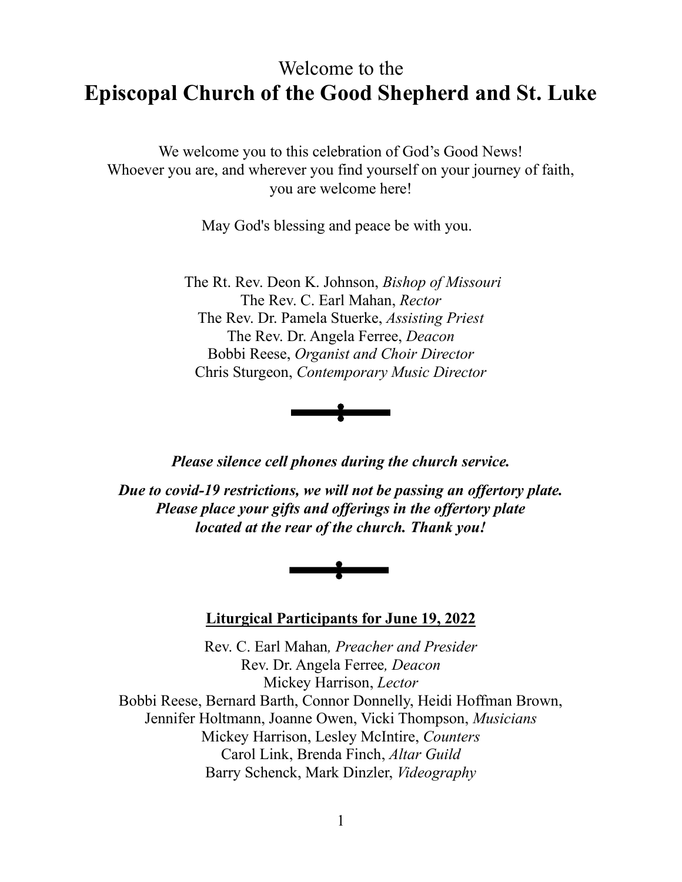# Welcome to the
# Episcopal Church of the Good Shepherd and St. Luke

We welcome you to this celebration of God's Good News!
Whoever you are, and wherever you find yourself on your journey of faith, you are welcome here!

May God's blessing and peace be with you.

The Rt. Rev. Deon K. Johnson, *Bishop of Missouri*
The Rev. C. Earl Mahan, *Rector*
The Rev. Dr. Pamela Stuerke, *Assisting Priest*
The Rev. Dr. Angela Ferree, *Deacon*
Bobbi Reese, *Organist and Choir Director*
Chris Sturgeon, *Contemporary Music Director*

***Please silence cell phones during the church service.***

***Due to covid-19 restrictions, we will not be passing an offertory plate. Please place your gifts and offerings in the offertory plate located at the rear of the church. Thank you!***

## Liturgical Participants for June 19, 2022

Rev. C. Earl Mahan*, Preacher and Presider*
Rev. Dr. Angela Ferree*, Deacon*
Mickey Harrison, *Lector*
Bobbi Reese, Bernard Barth, Connor Donnelly, Heidi Hoffman Brown, Jennifer Holtmann, Joanne Owen, Vicki Thompson, *Musicians*
Mickey Harrison, Lesley McIntire, *Counters*
Carol Link, Brenda Finch, *Altar Guild*
Barry Schenck, Mark Dinzler, *Videography*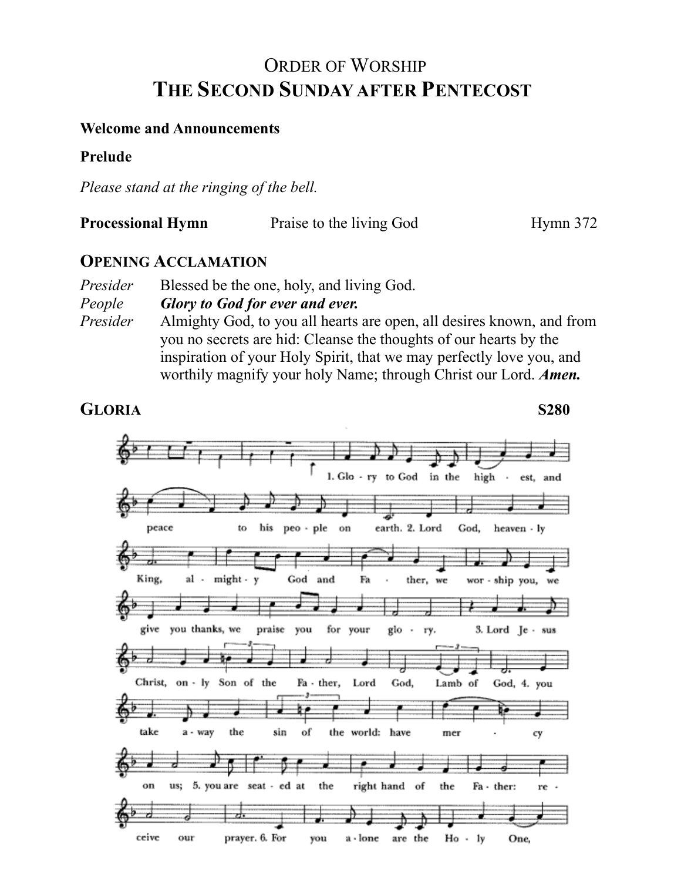# ORDER OF WORSHIP
# THE SECOND SUNDAY AFTER PENTECOST

**Welcome and Announcements**

**Prelude**

*Please stand at the ringing of the bell.*

**Processional Hymn** Praise to the living God Hymn 372

## OPENING ACCLAMATION

*Presider* Blessed be the one, holy, and living God.
*People* ***Glory to God for ever and ever.***
*Presider* Almighty God, to you all hearts are open, all desires known, and from you no secrets are hid: Cleanse the thoughts of our hearts by the inspiration of your Holy Spirit, that we may perfectly love you, and worthily magnify your holy Name; through Christ our Lord. ***Amen.***

## GLORIA S280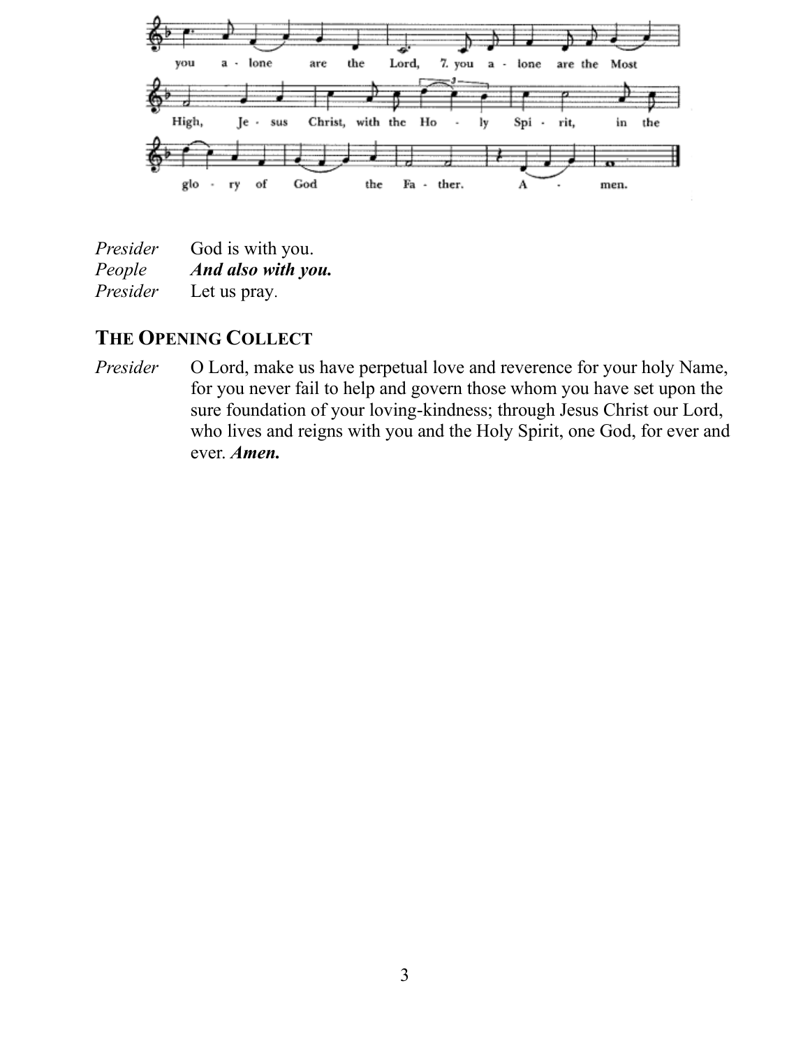you alone are the Lord, 7. you alone are the Most High, Jesus Christ, with the Holy Spirit, in the glory of God the Father. Amen.

*Presider* God is with you.
*People* ***And also with you.***
*Presider* Let us pray.

## The Opening Collect

*Presider* O Lord, make us have perpetual love and reverence for your holy Name, for you never fail to help and govern those whom you have set upon the sure foundation of your loving-kindness; through Jesus Christ our Lord, who lives and reigns with you and the Holy Spirit, one God, for ever and ever. ***Amen.***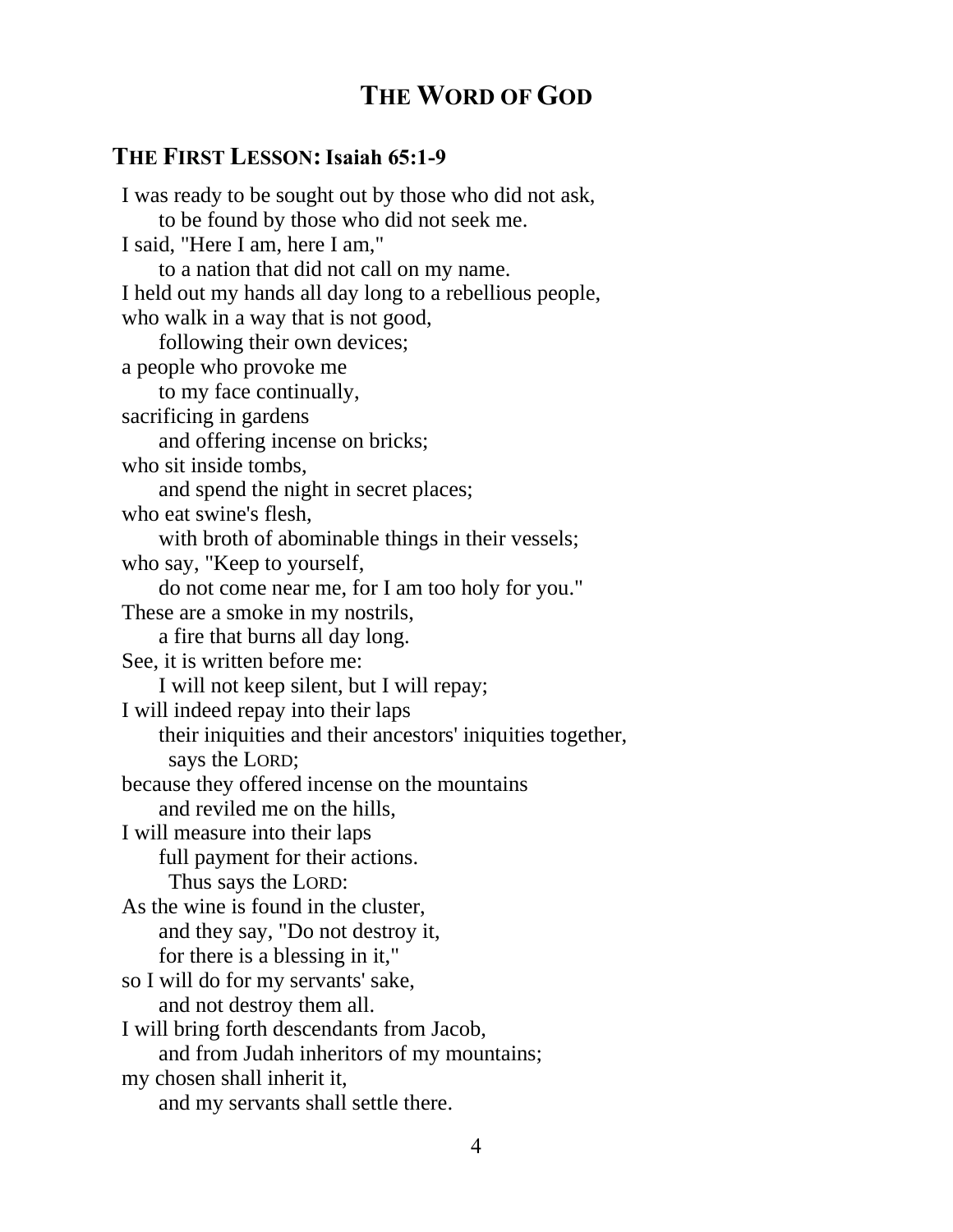# THE WORD OF GOD

## THE FIRST LESSON: Isaiah 65:1-9

I was ready to be sought out by those who did not ask,  
    to be found by those who did not seek me.  
I said, "Here I am, here I am,"  
    to a nation that did not call on my name.  
I held out my hands all day long to a rebellious people,  
who walk in a way that is not good,  
    following their own devices;  
a people who provoke me  
    to my face continually,  
sacrificing in gardens  
    and offering incense on bricks;  
who sit inside tombs,  
    and spend the night in secret places;  
who eat swine's flesh,  
    with broth of abominable things in their vessels;  
who say, "Keep to yourself,  
    do not come near me, for I am too holy for you."  
These are a smoke in my nostrils,  
    a fire that burns all day long.  
See, it is written before me:  
    I will not keep silent, but I will repay;  
I will indeed repay into their laps  
    their iniquities and their ancestors' iniquities together,  
        says the LORD;  
because they offered incense on the mountains  
    and reviled me on the hills,  
I will measure into their laps  
    full payment for their actions.  
        Thus says the LORD:  
As the wine is found in the cluster,  
    and they say, "Do not destroy it,  
    for there is a blessing in it,"  
so I will do for my servants' sake,  
    and not destroy them all.  
I will bring forth descendants from Jacob,  
    and from Judah inheritors of my mountains;  
my chosen shall inherit it,  
    and my servants shall settle there.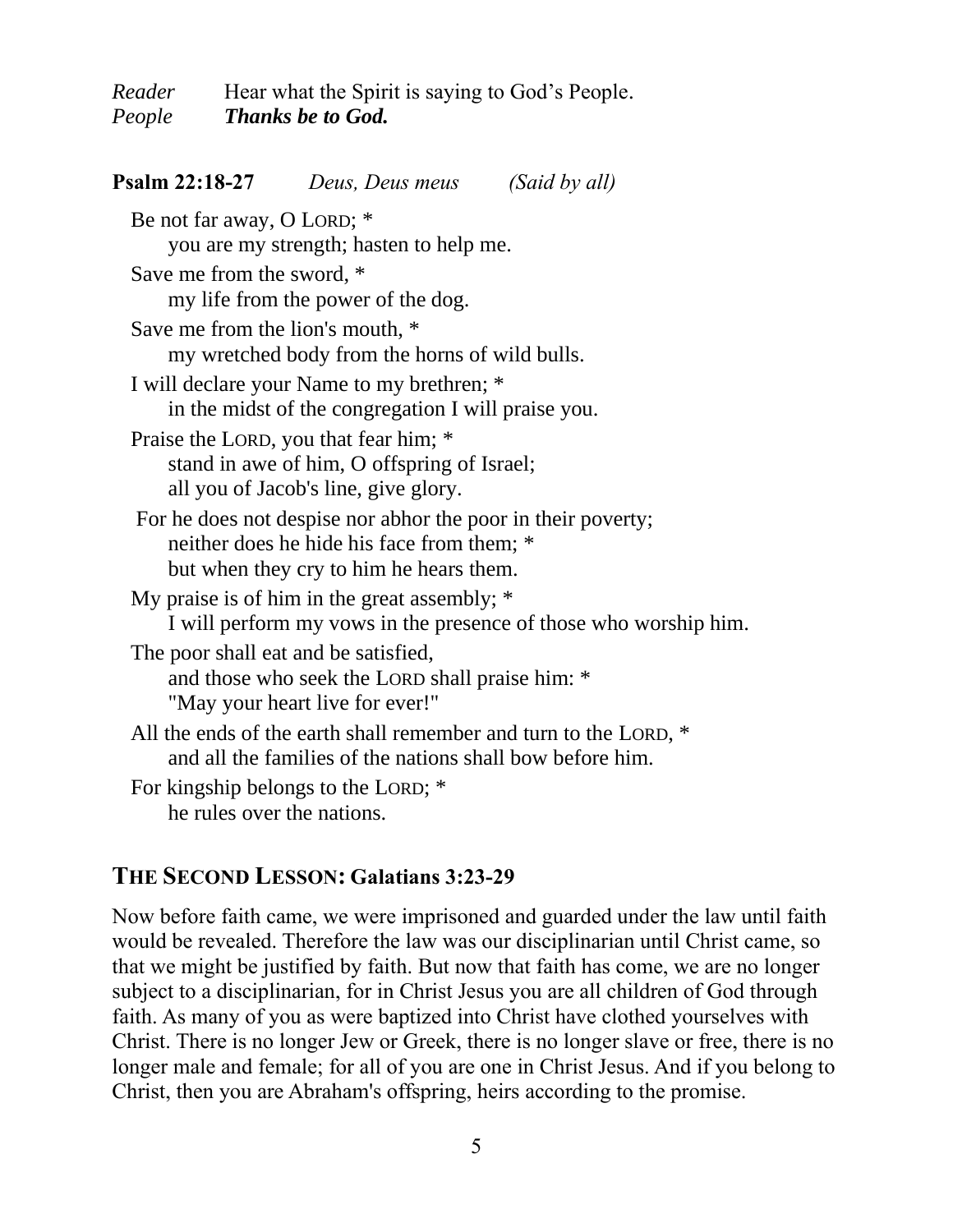*Reader* Hear what the Spirit is saying to God's People.
*People* ***Thanks be to God.***

**Psalm 22:18-27** *Deus, Deus meus* *(Said by all)*

Be not far away, O LORD; *
  you are my strength; hasten to help me.

Save me from the sword, *
  my life from the power of the dog.

Save me from the lion's mouth, *
  my wretched body from the horns of wild bulls.

I will declare your Name to my brethren; *
  in the midst of the congregation I will praise you.

Praise the LORD, you that fear him; *
  stand in awe of him, O offspring of Israel;
  all you of Jacob's line, give glory.

For he does not despise nor abhor the poor in their poverty;
  neither does he hide his face from them; *
  but when they cry to him he hears them.

My praise is of him in the great assembly; *
  I will perform my vows in the presence of those who worship him.

The poor shall eat and be satisfied,
  and those who seek the LORD shall praise him: *
  "May your heart live for ever!"

All the ends of the earth shall remember and turn to the LORD, *
  and all the families of the nations shall bow before him.

For kingship belongs to the LORD; *
  he rules over the nations.

## THE SECOND LESSON: Galatians 3:23-29

Now before faith came, we were imprisoned and guarded under the law until faith would be revealed. Therefore the law was our disciplinarian until Christ came, so that we might be justified by faith. But now that faith has come, we are no longer subject to a disciplinarian, for in Christ Jesus you are all children of God through faith. As many of you as were baptized into Christ have clothed yourselves with Christ. There is no longer Jew or Greek, there is no longer slave or free, there is no longer male and female; for all of you are one in Christ Jesus. And if you belong to Christ, then you are Abraham's offspring, heirs according to the promise.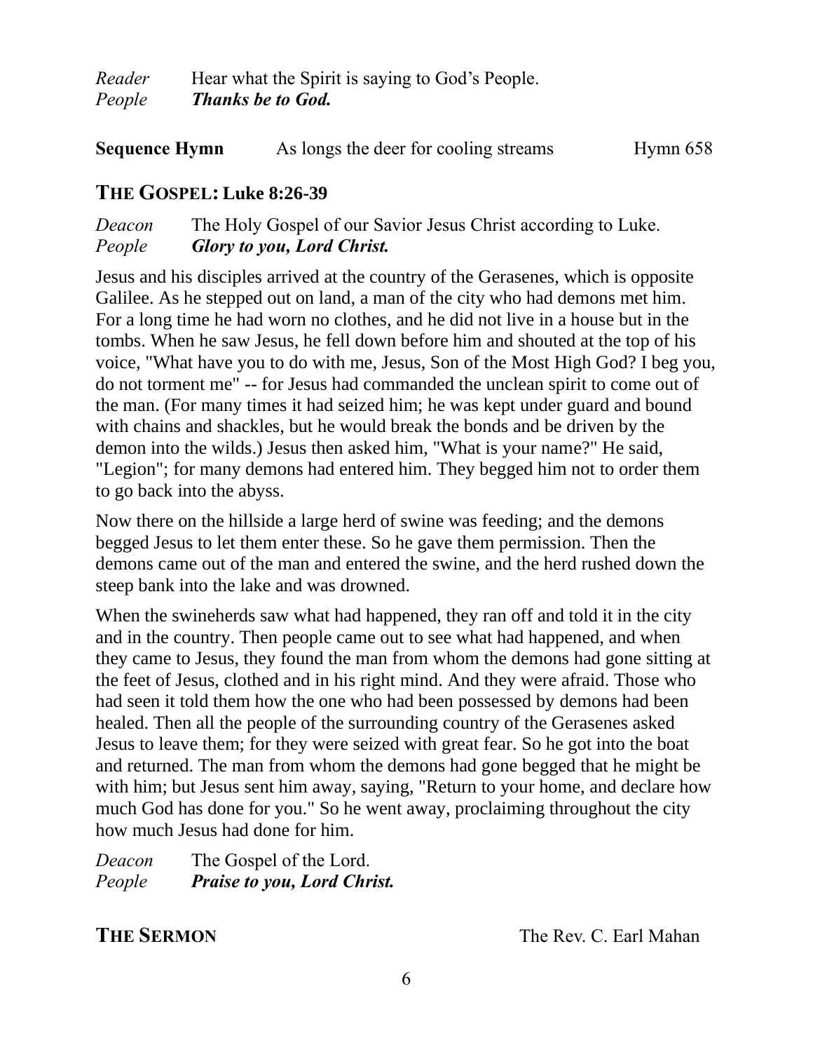*Reader* Hear what the Spirit is saying to God's People.
*People* ***Thanks be to God.***

**Sequence Hymn** As longs the deer for cooling streams Hymn 658

## THE GOSPEL: Luke 8:26-39

*Deacon* The Holy Gospel of our Savior Jesus Christ according to Luke.
*People* ***Glory to you, Lord Christ.***

Jesus and his disciples arrived at the country of the Gerasenes, which is opposite Galilee. As he stepped out on land, a man of the city who had demons met him. For a long time he had worn no clothes, and he did not live in a house but in the tombs. When he saw Jesus, he fell down before him and shouted at the top of his voice, "What have you to do with me, Jesus, Son of the Most High God? I beg you, do not torment me" -- for Jesus had commanded the unclean spirit to come out of the man. (For many times it had seized him; he was kept under guard and bound with chains and shackles, but he would break the bonds and be driven by the demon into the wilds.) Jesus then asked him, "What is your name?" He said, "Legion"; for many demons had entered him. They begged him not to order them to go back into the abyss.

Now there on the hillside a large herd of swine was feeding; and the demons begged Jesus to let them enter these. So he gave them permission. Then the demons came out of the man and entered the swine, and the herd rushed down the steep bank into the lake and was drowned.

When the swineherds saw what had happened, they ran off and told it in the city and in the country. Then people came out to see what had happened, and when they came to Jesus, they found the man from whom the demons had gone sitting at the feet of Jesus, clothed and in his right mind. And they were afraid. Those who had seen it told them how the one who had been possessed by demons had been healed. Then all the people of the surrounding country of the Gerasenes asked Jesus to leave them; for they were seized with great fear. So he got into the boat and returned. The man from whom the demons had gone begged that he might be with him; but Jesus sent him away, saying, "Return to your home, and declare how much God has done for you." So he went away, proclaiming throughout the city how much Jesus had done for him.

*Deacon* The Gospel of the Lord.
*People* ***Praise to you, Lord Christ.***

## THE SERMON

The Rev. C. Earl Mahan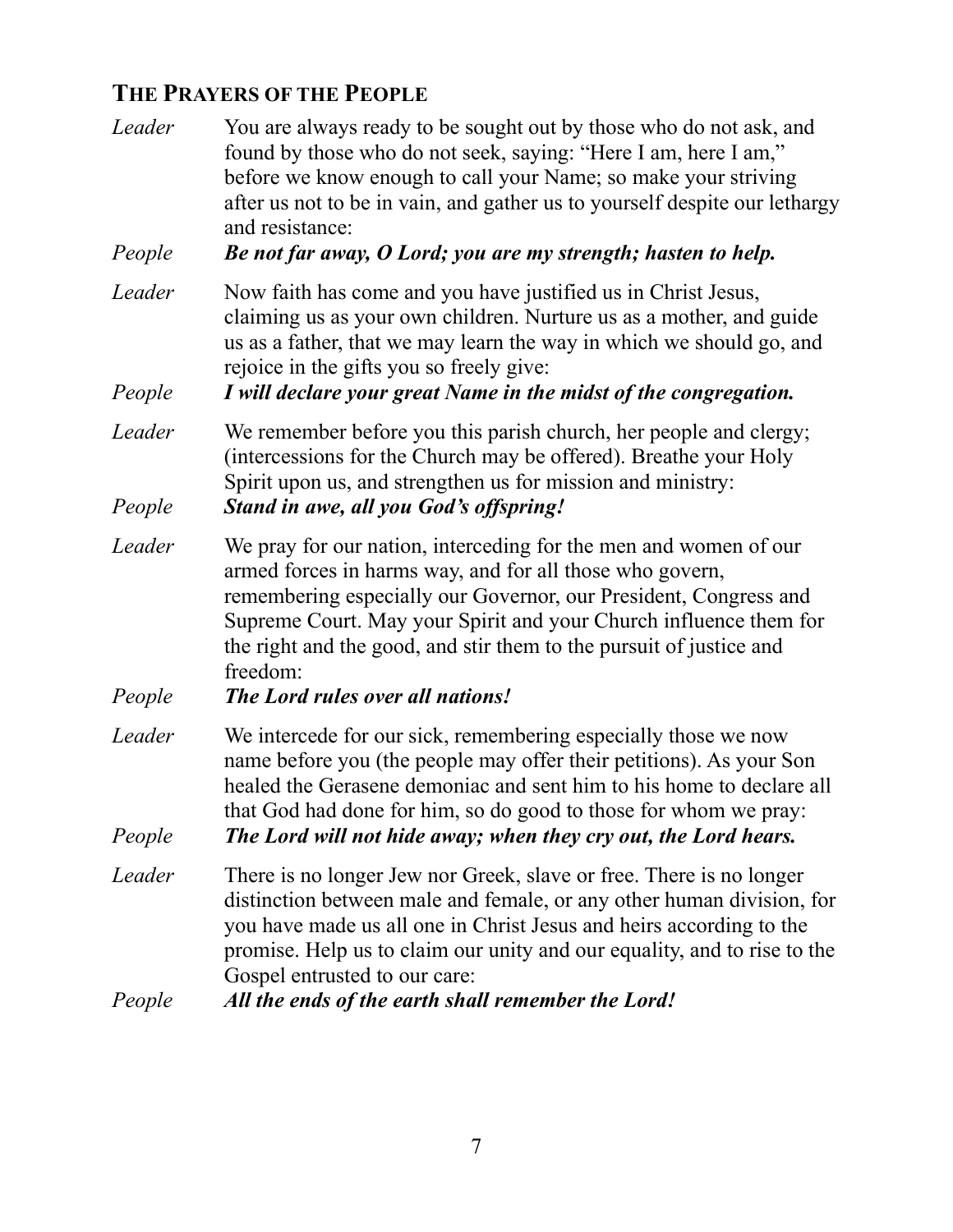## The Prayers of the People

*Leader* You are always ready to be sought out by those who do not ask, and found by those who do not seek, saying: "Here I am, here I am," before we know enough to call your Name; so make your striving after us not to be in vain, and gather us to yourself despite our lethargy and resistance:

*People* ***Be not far away, O Lord; you are my strength; hasten to help.***

*Leader* Now faith has come and you have justified us in Christ Jesus, claiming us as your own children. Nurture us as a mother, and guide us as a father, that we may learn the way in which we should go, and rejoice in the gifts you so freely give:

*People* ***I will declare your great Name in the midst of the congregation.***

*Leader* We remember before you this parish church, her people and clergy; (intercessions for the Church may be offered). Breathe your Holy Spirit upon us, and strengthen us for mission and ministry:

*People* ***Stand in awe, all you God's offspring!***

*Leader* We pray for our nation, interceding for the men and women of our armed forces in harms way, and for all those who govern, remembering especially our Governor, our President, Congress and Supreme Court. May your Spirit and your Church influence them for the right and the good, and stir them to the pursuit of justice and freedom:

*People* ***The Lord rules over all nations!***

*Leader* We intercede for our sick, remembering especially those we now name before you (the people may offer their petitions). As your Son healed the Gerasene demoniac and sent him to his home to declare all that God had done for him, so do good to those for whom we pray:

*People* ***The Lord will not hide away; when they cry out, the Lord hears.***

*Leader* There is no longer Jew nor Greek, slave or free. There is no longer distinction between male and female, or any other human division, for you have made us all one in Christ Jesus and heirs according to the promise. Help us to claim our unity and our equality, and to rise to the Gospel entrusted to our care:

*People* ***All the ends of the earth shall remember the Lord!***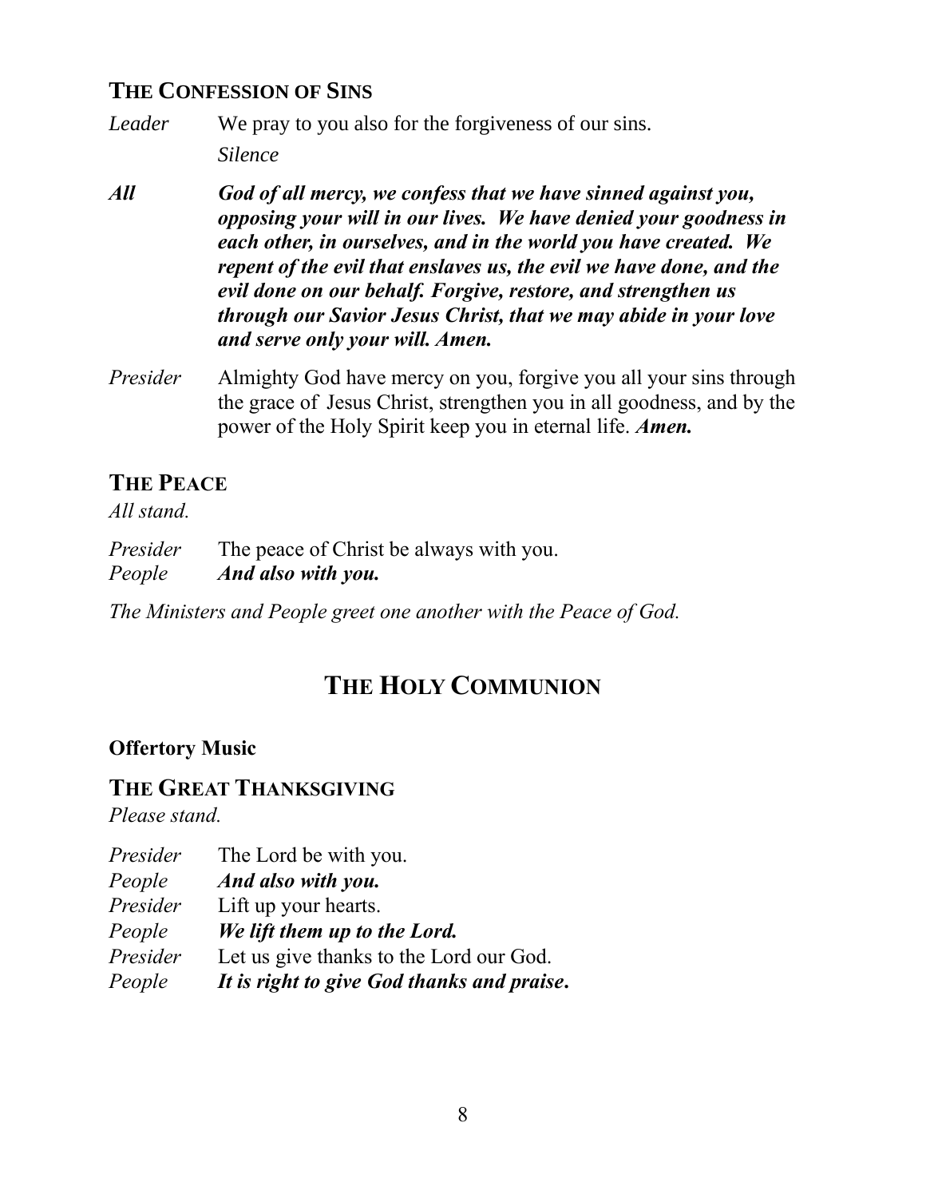### THE CONFESSION OF SINS

*Leader* We pray to you also for the forgiveness of our sins.

*Silence*

***All*** ***God of all mercy, we confess that we have sinned against you, opposing your will in our lives. We have denied your goodness in each other, in ourselves, and in the world you have created. We repent of the evil that enslaves us, the evil we have done, and the evil done on our behalf. Forgive, restore, and strengthen us through our Savior Jesus Christ, that we may abide in your love and serve only your will. Amen.***

*Presider* Almighty God have mercy on you, forgive you all your sins through the grace of Jesus Christ, strengthen you in all goodness, and by the power of the Holy Spirit keep you in eternal life. ***Amen.***

### THE PEACE

*All stand.*

*Presider* The peace of Christ be always with you.
*People* ***And also with you.***

*The Ministers and People greet one another with the Peace of God.*

## THE HOLY COMMUNION

**Offertory Music**

### THE GREAT THANKSGIVING

*Please stand.*

*Presider* The Lord be with you.
*People* ***And also with you.***
*Presider* Lift up your hearts.
*People* ***We lift them up to the Lord.***
*Presider* Let us give thanks to the Lord our God.
*People* ***It is right to give God thanks and praise.***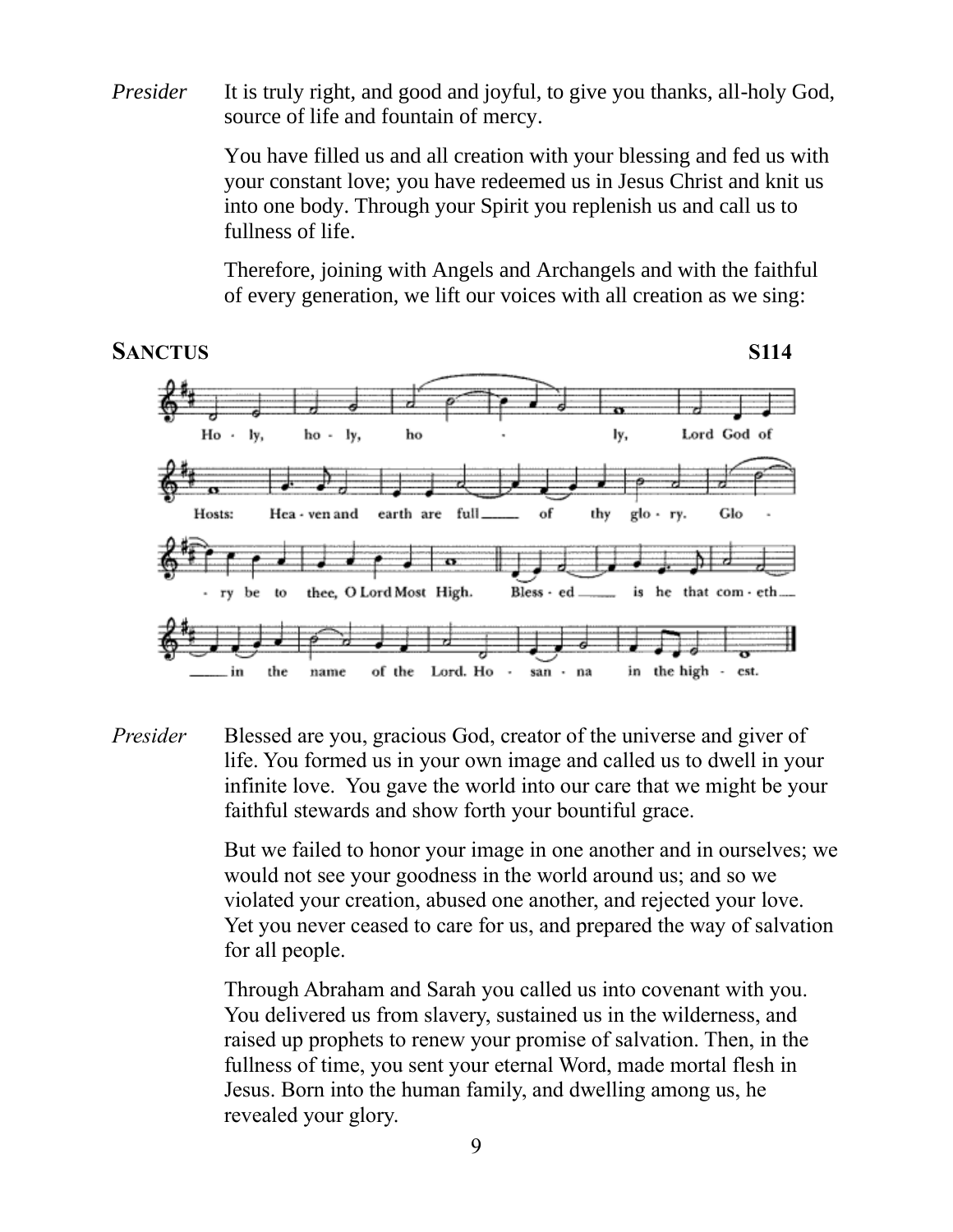*Presider* It is truly right, and good and joyful, to give you thanks, all-holy God, source of life and fountain of mercy.

You have filled us and all creation with your blessing and fed us with your constant love; you have redeemed us in Jesus Christ and knit us into one body. Through your Spirit you replenish us and call us to fullness of life.

Therefore, joining with Angels and Archangels and with the faithful of every generation, we lift our voices with all creation as we sing:

**SANCTUS** **S114**

Holy, holy, holy, Lord God of Hosts: Heaven and earth are full of thy glory. Glory be to thee, O Lord Most High. Blessed is he that cometh in the name of the Lord. Hosanna in the highest.

*Presider* Blessed are you, gracious God, creator of the universe and giver of life. You formed us in your own image and called us to dwell in your infinite love. You gave the world into our care that we might be your faithful stewards and show forth your bountiful grace.

But we failed to honor your image in one another and in ourselves; we would not see your goodness in the world around us; and so we violated your creation, abused one another, and rejected your love. Yet you never ceased to care for us, and prepared the way of salvation for all people.

Through Abraham and Sarah you called us into covenant with you. You delivered us from slavery, sustained us in the wilderness, and raised up prophets to renew your promise of salvation. Then, in the fullness of time, you sent your eternal Word, made mortal flesh in Jesus. Born into the human family, and dwelling among us, he revealed your glory.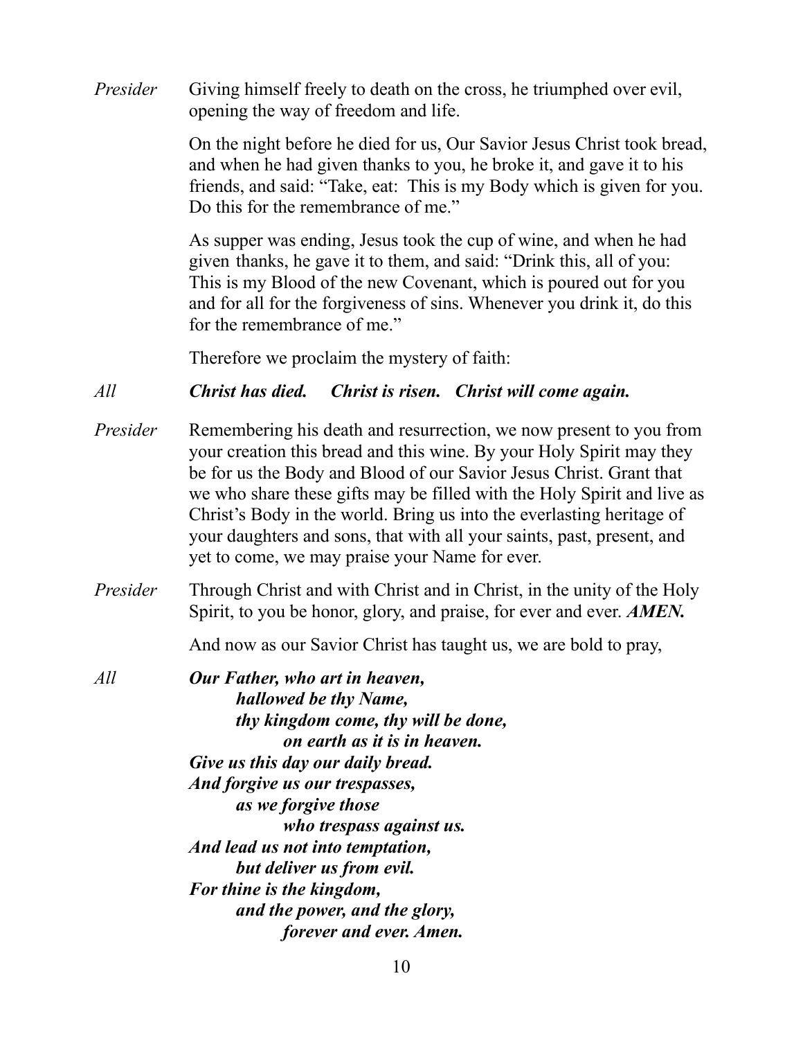*Presider* Giving himself freely to death on the cross, he triumphed over evil, opening the way of freedom and life.

On the night before he died for us, Our Savior Jesus Christ took bread, and when he had given thanks to you, he broke it, and gave it to his friends, and said: "Take, eat: This is my Body which is given for you. Do this for the remembrance of me."

As supper was ending, Jesus took the cup of wine, and when he had given thanks, he gave it to them, and said: "Drink this, all of you: This is my Blood of the new Covenant, which is poured out for you and for all for the forgiveness of sins. Whenever you drink it, do this for the remembrance of me."

Therefore we proclaim the mystery of faith:

*All* ***Christ has died. Christ is risen. Christ will come again.***

*Presider* Remembering his death and resurrection, we now present to you from your creation this bread and this wine. By your Holy Spirit may they be for us the Body and Blood of our Savior Jesus Christ. Grant that we who share these gifts may be filled with the Holy Spirit and live as Christ's Body in the world. Bring us into the everlasting heritage of your daughters and sons, that with all your saints, past, present, and yet to come, we may praise your Name for ever.

*Presider* Through Christ and with Christ and in Christ, in the unity of the Holy Spirit, to you be honor, glory, and praise, for ever and ever. ***AMEN.***

And now as our Savior Christ has taught us, we are bold to pray,

*All* ***Our Father, who art in heaven,***
***hallowed be thy Name,***
***thy kingdom come, thy will be done,***
***on earth as it is in heaven.***
***Give us this day our daily bread.***
***And forgive us our trespasses,***
***as we forgive those***
***who trespass against us.***
***And lead us not into temptation,***
***but deliver us from evil.***
***For thine is the kingdom,***
***and the power, and the glory,***
***forever and ever. Amen.***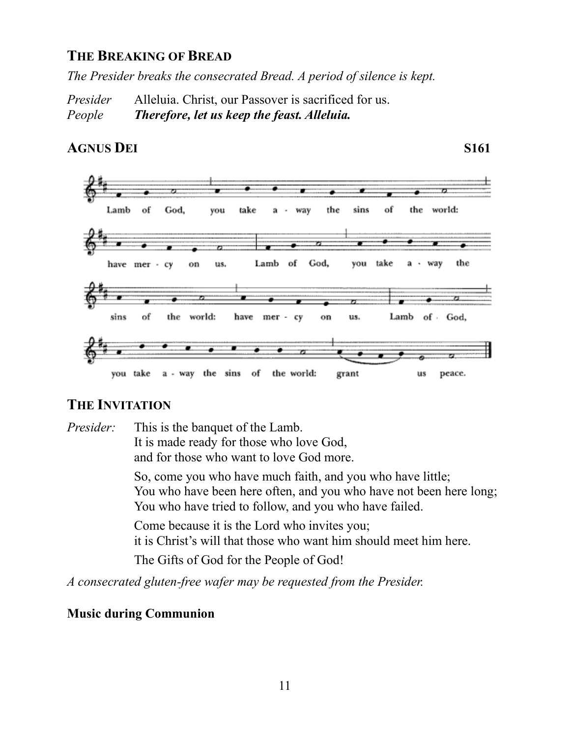## THE BREAKING OF BREAD

*The Presider breaks the consecrated Bread. A period of silence is kept.*

*Presider* Alleluia. Christ, our Passover is sacrificed for us.
*People* ***Therefore, let us keep the feast. Alleluia.***

## AGNUS DEI S161

Lamb of God, you take away the sins of the world: have mercy on us. Lamb of God, you take away the sins of the world: have mercy on us. Lamb of God, you take away the sins of the world: grant us peace.

## THE INVITATION

*Presider:* This is the banquet of the Lamb.
It is made ready for those who love God,
and for those who want to love God more.

So, come you who have much faith, and you who have little;
You who have been here often, and you who have not been here long;
You who have tried to follow, and you who have failed.

Come because it is the Lord who invites you;
it is Christ's will that those who want him should meet him here.

The Gifts of God for the People of God!

*A consecrated gluten-free wafer may be requested from the Presider.*

**Music during Communion**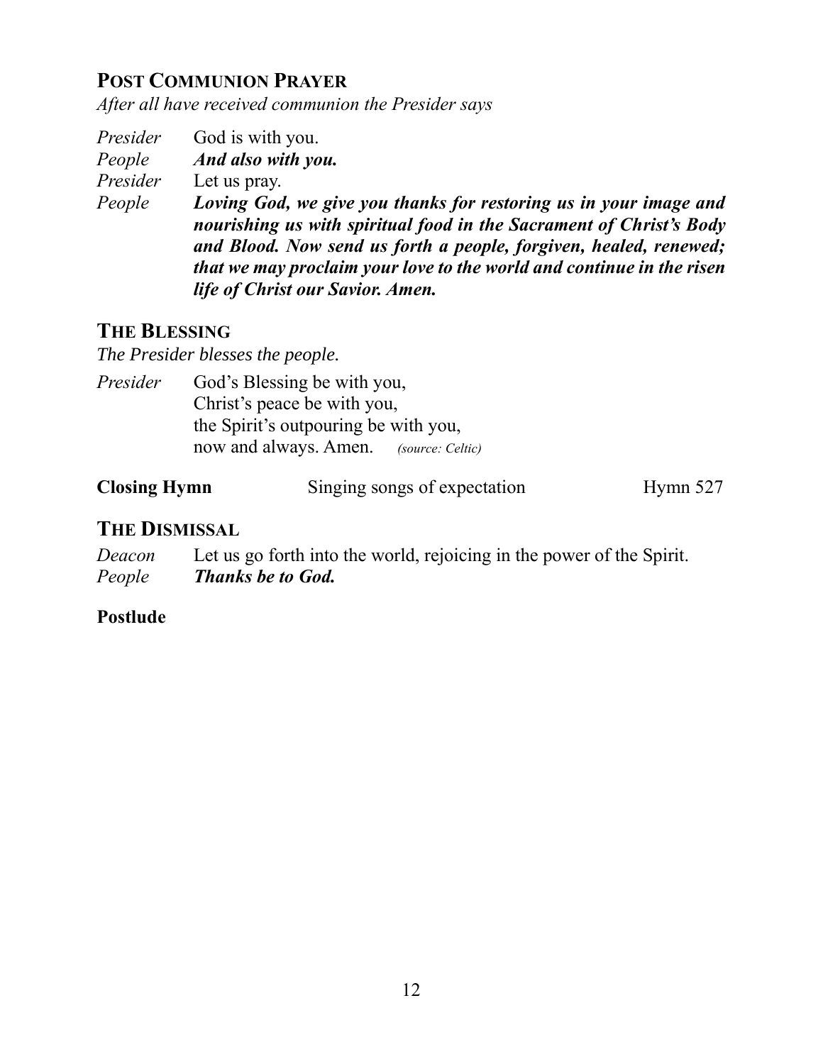## POST COMMUNION PRAYER

*After all have received communion the Presider says*

*Presider* God is with you.
*People* ***And also with you.***
*Presider* Let us pray.
*People* ***Loving God, we give you thanks for restoring us in your image and nourishing us with spiritual food in the Sacrament of Christ's Body and Blood. Now send us forth a people, forgiven, healed, renewed; that we may proclaim your love to the world and continue in the risen life of Christ our Savior. Amen.***

## THE BLESSING

*The Presider blesses the people.*

*Presider* God's Blessing be with you,
Christ's peace be with you,
the Spirit's outpouring be with you,
now and always. Amen. *(source: Celtic)*

**Closing Hymn** Singing songs of expectation Hymn 527

## THE DISMISSAL

*Deacon* Let us go forth into the world, rejoicing in the power of the Spirit.
*People* ***Thanks be to God.***

**Postlude**